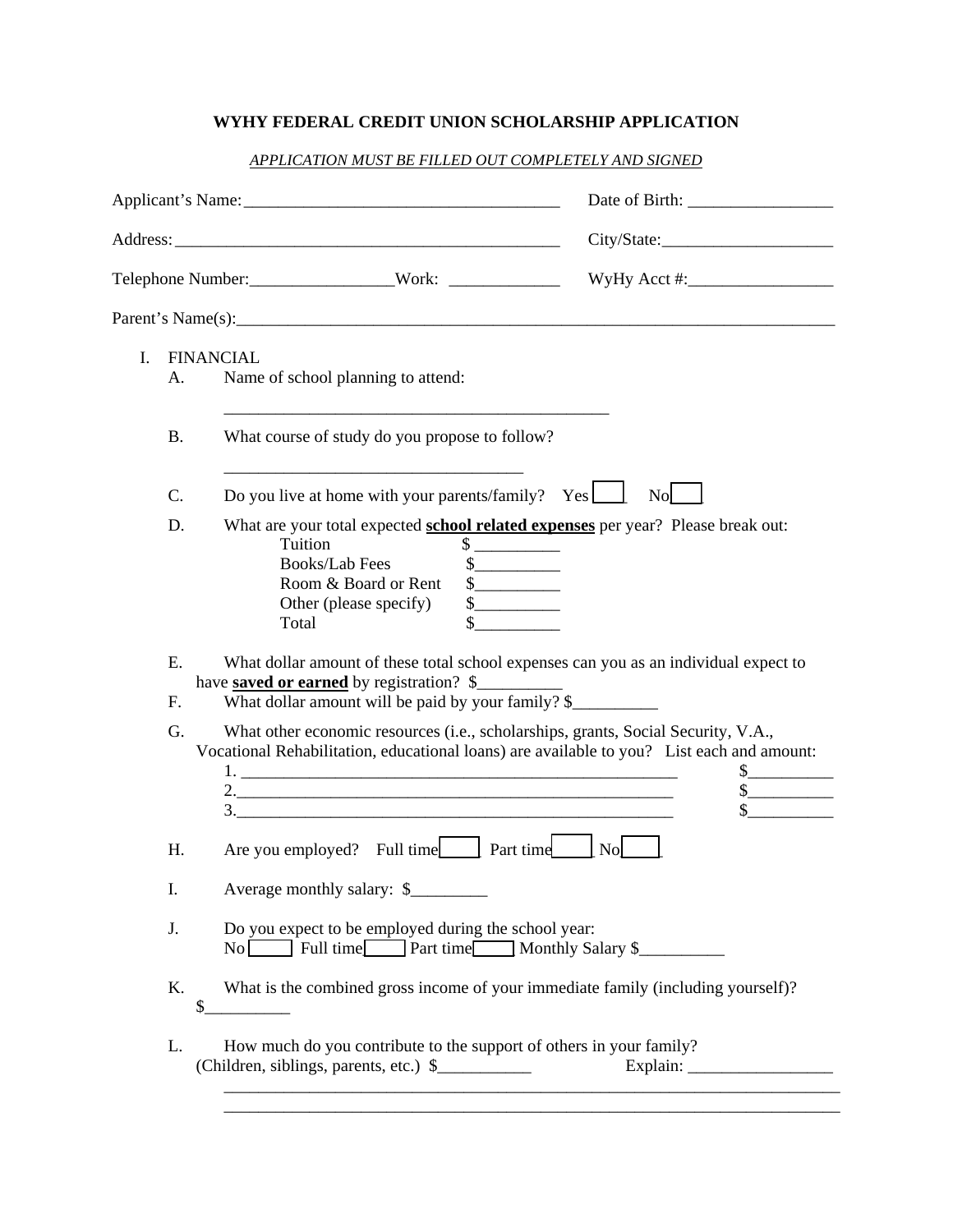# WYHY FEDERAL CREDIT UNION SCHOLARSHIP APPLICATION

*APPLICATION MUST BE FILLED OUT COMPLETELY AND SIGNED*

Applicant's Name:_____________________________________ Date of Birth: _________________

Address:______________________________________________ City/State:____________________

Telephone Number:_________________Work: _____________ WyHy Acct #:_________________

Parent's Name(s):___________________________________________________________________________

I. FINANCIAL

A. Name of school planning to attend:

_______________________________________________

B. What course of study do you propose to follow?

____________________________________

C. Do you live at home with your parents/family? Yes ☐ No ☐

D. What are your total expected **school related expenses** per year? Please break out:

Tuition $ __________
Books/Lab Fees $__________
Room & Board or Rent $__________
Other (please specify) $__________
Total $__________

E. What dollar amount of these total school expenses can you as an individual expect to have **saved or earned** by registration? $__________

F. What dollar amount will be paid by your family? $__________

G. What other economic resources (i.e., scholarships, grants, Social Security, V.A., Vocational Rehabilitation, educational loans) are available to you? List each and amount:

1. ______________________________________________________ $__________
2. ______________________________________________________ $__________
3. ______________________________________________________ $__________

H. Are you employed? Full time ☐ Part time ☐ No ☐

I. Average monthly salary: $_________

J. Do you expect to be employed during the school year:
No ☐ Full time ☐ Part time ☐ Monthly Salary $__________

K. What is the combined gross income of your immediate family (including yourself)?
$__________

L. How much do you contribute to the support of others in your family?
(Children, siblings, parents, etc.) $___________ Explain: _________________

___________________________________________________________________________

___________________________________________________________________________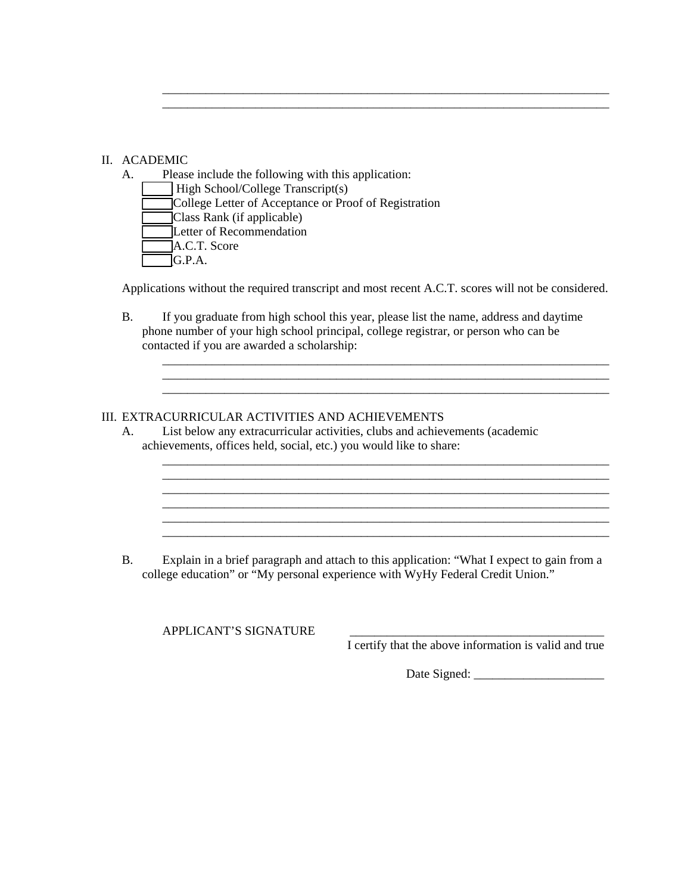________________________________________________________________________________
________________________________________________________________________________

## II. ACADEMIC

A. Please include the following with this application:

- [ ] High School/College Transcript(s)
- [ ] College Letter of Acceptance or Proof of Registration
- [ ] Class Rank (if applicable)
- [ ] Letter of Recommendation
- [ ] A.C.T. Score
- [ ] G.P.A.

Applications without the required transcript and most recent A.C.T. scores will not be considered.

B. If you graduate from high school this year, please list the name, address and daytime phone number of your high school principal, college registrar, or person who can be contacted if you are awarded a scholarship:

________________________________________________________________________________
________________________________________________________________________________
________________________________________________________________________________

## III. EXTRACURRICULAR ACTIVITIES AND ACHIEVEMENTS

A. List below any extracurricular activities, clubs and achievements (academic achievements, offices held, social, etc.) you would like to share:

________________________________________________________________________________
________________________________________________________________________________
________________________________________________________________________________
________________________________________________________________________________
________________________________________________________________________________
________________________________________________________________________________

B. Explain in a brief paragraph and attach to this application: “What I expect to gain from a college education” or “My personal experience with WyHy Federal Credit Union.”

APPLICANT’S SIGNATURE ____________________________________________

I certify that the above information is valid and true

Date Signed: _____________________